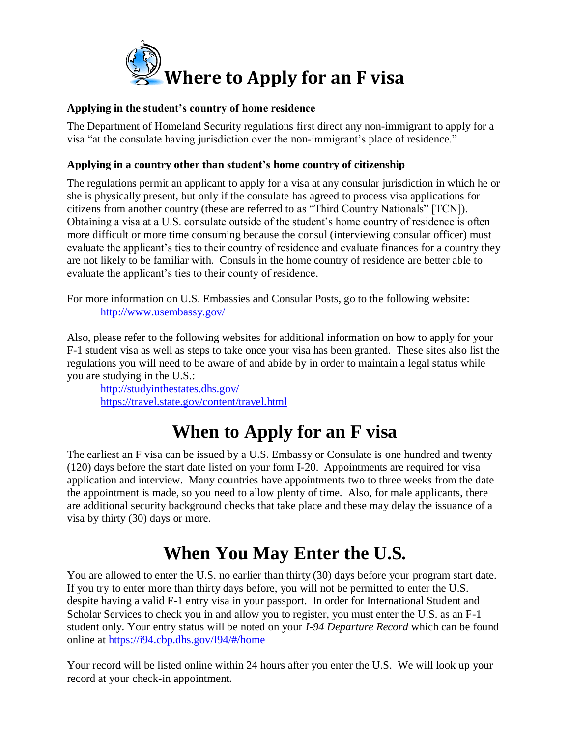# Where to Apply for an F visa

**Applying in the student's country of home residence**

The Department of Homeland Security regulations first direct any non-immigrant to apply for a visa "at the consulate having jurisdiction over the non-immigrant's place of residence."

**Applying in a country other than student's home country of citizenship**

The regulations permit an applicant to apply for a visa at any consular jurisdiction in which he or she is physically present, but only if the consulate has agreed to process visa applications for citizens from another country (these are referred to as "Third Country Nationals" [TCN]). Obtaining a visa at a U.S. consulate outside of the student's home country of residence is often more difficult or more time consuming because the consul (interviewing consular officer) must evaluate the applicant's ties to their country of residence and evaluate finances for a country they are not likely to be familiar with. Consuls in the home country of residence are better able to evaluate the applicant's ties to their county of residence.

For more information on U.S. Embassies and Consular Posts, go to the following website:
[http://www.usembassy.gov/](http://www.usembassy.gov/)

Also, please refer to the following websites for additional information on how to apply for your F-1 student visa as well as steps to take once your visa has been granted. These sites also list the regulations you will need to be aware of and abide by in order to maintain a legal status while you are studying in the U.S.:
[http://studyinthestates.dhs.gov/](http://studyinthestates.dhs.gov/)
[https://travel.state.gov/content/travel.html](https://travel.state.gov/content/travel.html)

# When to Apply for an F visa

The earliest an F visa can be issued by a U.S. Embassy or Consulate is one hundred and twenty (120) days before the start date listed on your form I-20. Appointments are required for visa application and interview. Many countries have appointments two to three weeks from the date the appointment is made, so you need to allow plenty of time. Also, for male applicants, there are additional security background checks that take place and these may delay the issuance of a visa by thirty (30) days or more.

# When You May Enter the U.S.

You are allowed to enter the U.S. no earlier than thirty (30) days before your program start date. If you try to enter more than thirty days before, you will not be permitted to enter the U.S. despite having a valid F-1 entry visa in your passport. In order for International Student and Scholar Services to check you in and allow you to register, you must enter the U.S. as an F-1 student only. Your entry status will be noted on your *I-94 Departure Record* which can be found online at [https://i94.cbp.dhs.gov/I94/#/home](https://i94.cbp.dhs.gov/I94/#/home)

Your record will be listed online within 24 hours after you enter the U.S. We will look up your record at your check-in appointment.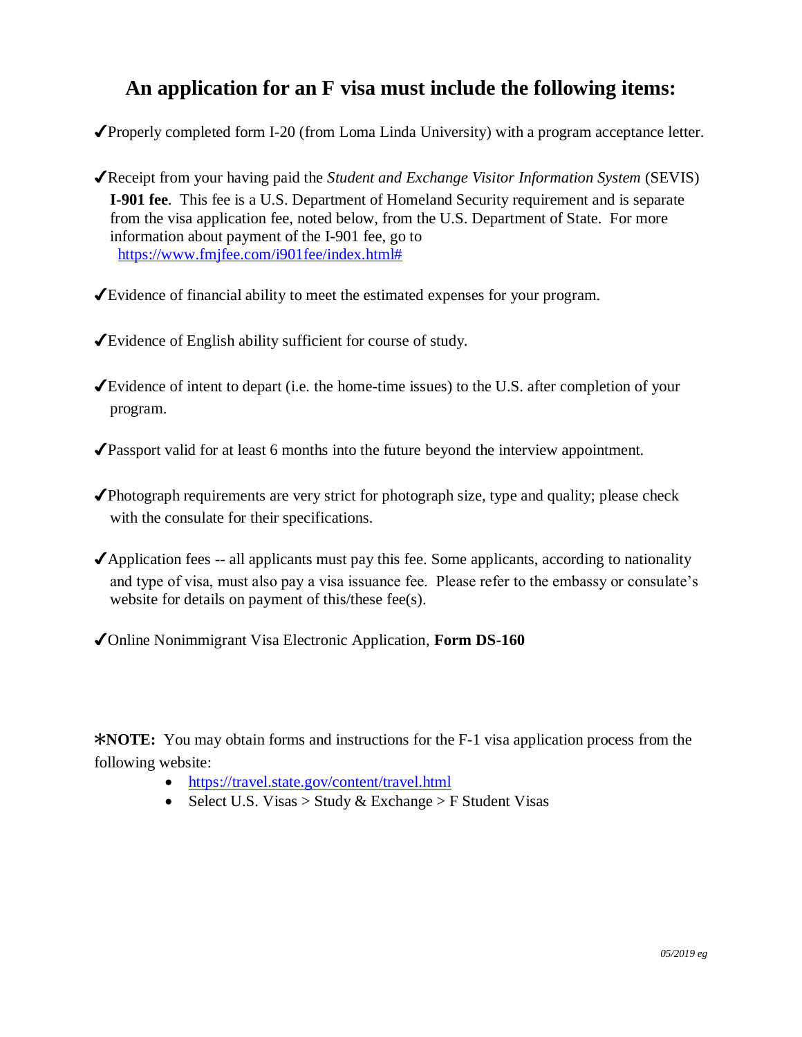# An application for an F visa must include the following items:

✔Properly completed form I-20 (from Loma Linda University) with a program acceptance letter.

✔Receipt from your having paid the *Student and Exchange Visitor Information System* (SEVIS) **I-901 fee**. This fee is a U.S. Department of Homeland Security requirement and is separate from the visa application fee, noted below, from the U.S. Department of State. For more information about payment of the I-901 fee, go to https://www.fmjfee.com/i901fee/index.html#

✔Evidence of financial ability to meet the estimated expenses for your program.

✔Evidence of English ability sufficient for course of study.

✔Evidence of intent to depart (i.e. the home-time issues) to the U.S. after completion of your program.

✔Passport valid for at least 6 months into the future beyond the interview appointment.

✔Photograph requirements are very strict for photograph size, type and quality; please check with the consulate for their specifications.

✔Application fees -- all applicants must pay this fee. Some applicants, according to nationality and type of visa, must also pay a visa issuance fee. Please refer to the embassy or consulate's website for details on payment of this/these fee(s).

✔Online Nonimmigrant Visa Electronic Application, **Form DS-160**

∗**NOTE:** You may obtain forms and instructions for the F-1 visa application process from the following website:

- https://travel.state.gov/content/travel.html
- Select U.S. Visas > Study & Exchange > F Student Visas

*05/2019 eg*